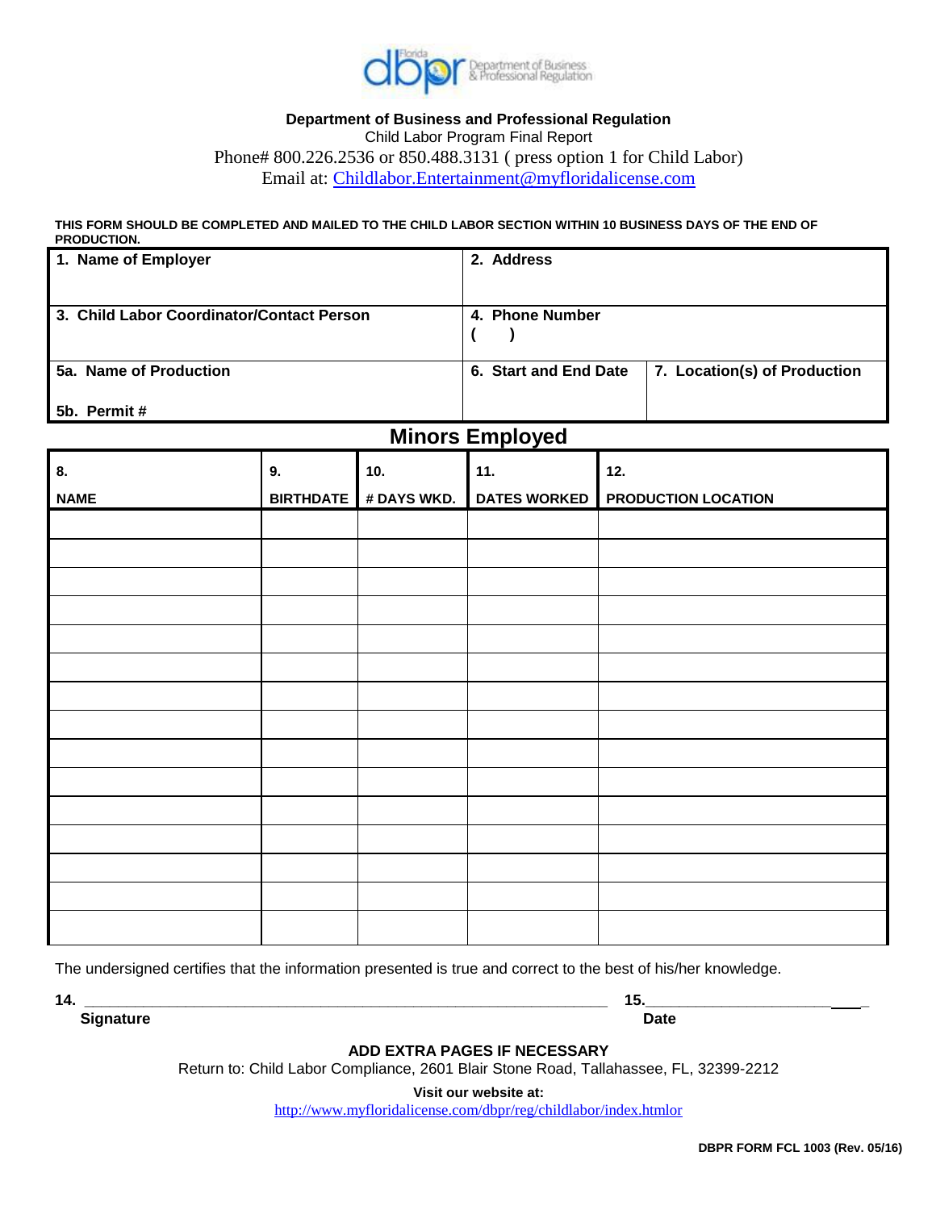**Department of Business and Professional Regulation**

Child Labor Program Final Report

Phone# 800.226.2536 or 850.488.3131 ( press option 1 for Child Labor)

Email at: Childlabor.Entertainment@myfloridalicense.com

**THIS FORM SHOULD BE COMPLETED AND MAILED TO THE CHILD LABOR SECTION WITHIN 10 BUSINESS DAYS OF THE END OF PRODUCTION.**

| **1. Name of Employer** | **2. Address** | |
|---|---|---|
| **3. Child Labor Coordinator/Contact Person** | **4. Phone Number** ( ) | |
| **5a. Name of Production**<br>**5b. Permit #** | **6. Start and End Date** | **7. Location(s) of Production** |

## Minors Employed

| **8.** **NAME** | **9.** **BIRTHDATE** | **10.** **# DAYS WKD.** | **11.** **DATES WORKED** | **12.** **PRODUCTION LOCATION** |
|---|---|---|---|---|
| | | | | |
| | | | | |
| | | | | |
| | | | | |
| | | | | |
| | | | | |
| | | | | |
| | | | | |
| | | | | |
| | | | | |
| | | | | |
| | | | | |
| | | | | |
| | | | | |
| | | | | |

The undersigned certifies that the information presented is true and correct to the best of his/her knowledge.

**14.** ______________________________ **15.** ______________________

**Signature** **Date**

**ADD EXTRA PAGES IF NECESSARY**

Return to: Child Labor Compliance, 2601 Blair Stone Road, Tallahassee, FL, 32399-2212

**Visit our website at:**

http://www.myfloridalicense.com/dbpr/reg/childlabor/index.htmlor

**DBPR FORM FCL 1003 (Rev. 05/16)**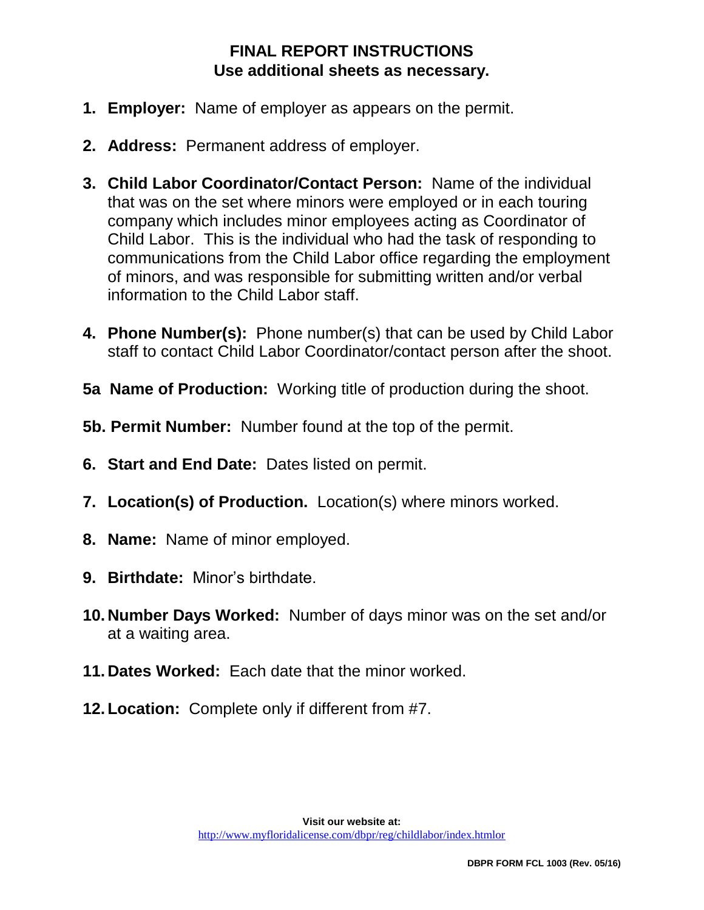## FINAL REPORT INSTRUCTIONS
## Use additional sheets as necessary.

1. **Employer:** Name of employer as appears on the permit.

2. **Address:** Permanent address of employer.

3. **Child Labor Coordinator/Contact Person:** Name of the individual that was on the set where minors were employed or in each touring company which includes minor employees acting as Coordinator of Child Labor. This is the individual who had the task of responding to communications from the Child Labor office regarding the employment of minors, and was responsible for submitting written and/or verbal information to the Child Labor staff.

4. **Phone Number(s):** Phone number(s) that can be used by Child Labor staff to contact Child Labor Coordinator/contact person after the shoot.

**5a Name of Production:** Working title of production during the shoot.

**5b. Permit Number:** Number found at the top of the permit.

6. **Start and End Date:** Dates listed on permit.

7. **Location(s) of Production.** Location(s) where minors worked.

8. **Name:** Name of minor employed.

9. **Birthdate:** Minor's birthdate.

10. **Number Days Worked:** Number of days minor was on the set and/or at a waiting area.

11. **Dates Worked:** Each date that the minor worked.

12. **Location:** Complete only if different from #7.

**Visit our website at:**
http://www.myfloridalicense.com/dbpr/reg/childlabor/index.htmlor

**DBPR FORM FCL 1003 (Rev. 05/16)**